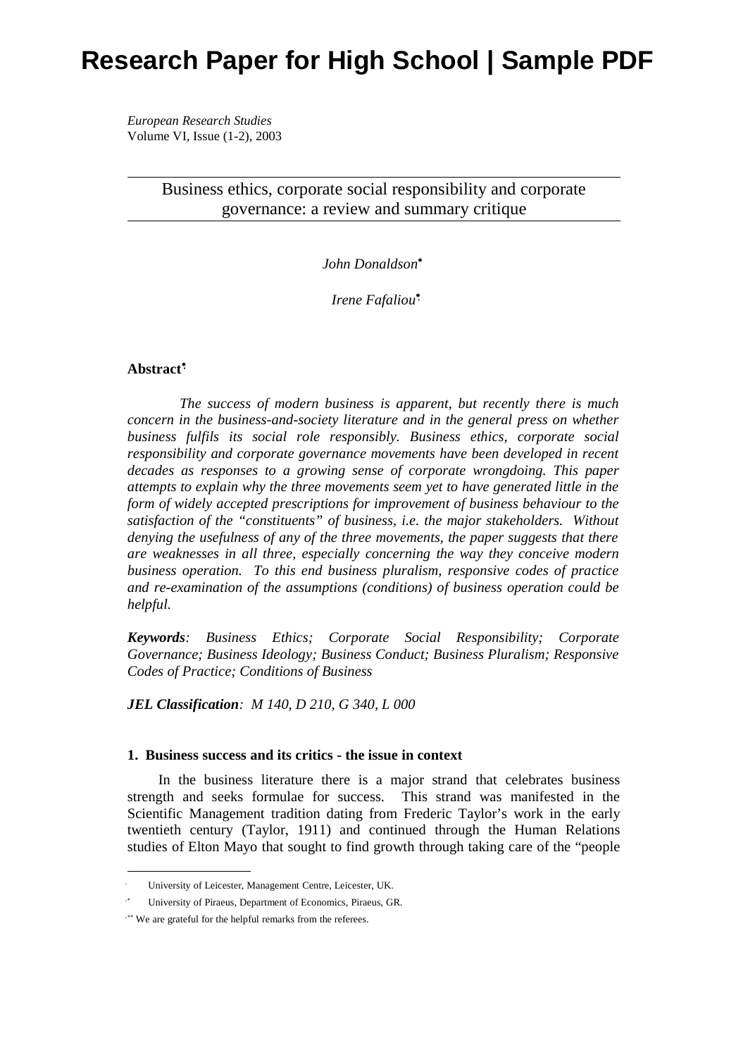# Research Paper for High School | Sample PDF

*European Research Studies*
Volume VI, Issue (1-2), 2003

## Business ethics, corporate social responsibility and corporate governance: a review and summary critique

*John Donaldson*[*]

*Irene Fafaliou*[**]

**Abstract**[***]

*The success of modern business is apparent, but recently there is much concern in the business-and-society literature and in the general press on whether business fulfils its social role responsibly. Business ethics, corporate social responsibility and corporate governance movements have been developed in recent decades as responses to a growing sense of corporate wrongdoing. This paper attempts to explain why the three movements seem yet to have generated little in the form of widely accepted prescriptions for improvement of business behaviour to the satisfaction of the "constituents" of business, i.e. the major stakeholders. Without denying the usefulness of any of the three movements, the paper suggests that there are weaknesses in all three, especially concerning the way they conceive modern business operation. To this end business pluralism, responsive codes of practice and re-examination of the assumptions (conditions) of business operation could be helpful.*

***Keywords**: Business Ethics; Corporate Social Responsibility; Corporate Governance; Business Ideology; Business Conduct; Business Pluralism; Responsive Codes of Practice; Conditions of Business*

***JEL Classification**: M 140, D 210, G 340, L 000*

### 1. Business success and its critics - the issue in context

In the business literature there is a major strand that celebrates business strength and seeks formulae for success. This strand was manifested in the Scientific Management tradition dating from Frederic Taylor's work in the early twentieth century (Taylor, 1911) and continued through the Human Relations studies of Elton Mayo that sought to find growth through taking care of the "people

---

[*] University of Leicester, Management Centre, Leicester, UK.

[**] University of Piraeus, Department of Economics, Piraeus, GR.

[***] We are grateful for the helpful remarks from the referees.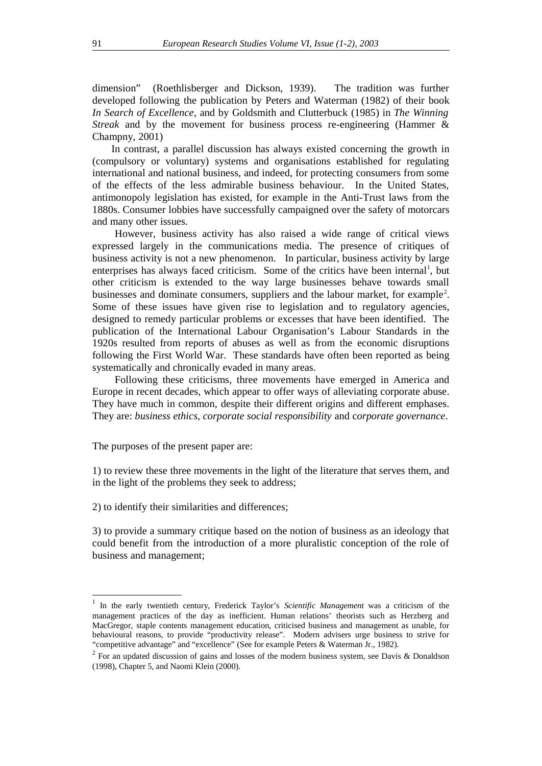dimension" (Roethlisberger and Dickson, 1939). The tradition was further developed following the publication by Peters and Waterman (1982) of their book *In Search of Excellence*, and by Goldsmith and Clutterbuck (1985) in *The Winning Streak* and by the movement for business process re-engineering (Hammer & Champny, 2001)

In contrast, a parallel discussion has always existed concerning the growth in (compulsory or voluntary) systems and organisations established for regulating international and national business, and indeed, for protecting consumers from some of the effects of the less admirable business behaviour. In the United States, antimonopoly legislation has existed, for example in the Anti-Trust laws from the 1880s. Consumer lobbies have successfully campaigned over the safety of motorcars and many other issues.

However, business activity has also raised a wide range of critical views expressed largely in the communications media. The presence of critiques of business activity is not a new phenomenon. In particular, business activity by large enterprises has always faced criticism. Some of the critics have been internal[1], but other criticism is extended to the way large businesses behave towards small businesses and dominate consumers, suppliers and the labour market, for example[2]. Some of these issues have given rise to legislation and to regulatory agencies, designed to remedy particular problems or excesses that have been identified. The publication of the International Labour Organisation's Labour Standards in the 1920s resulted from reports of abuses as well as from the economic disruptions following the First World War. These standards have often been reported as being systematically and chronically evaded in many areas.

Following these criticisms, three movements have emerged in America and Europe in recent decades, which appear to offer ways of alleviating corporate abuse. They have much in common, despite their different origins and different emphases. They are: *business ethics, corporate social responsibility* and *corporate governance*.

The purposes of the present paper are:

1) to review these three movements in the light of the literature that serves them, and in the light of the problems they seek to address;

2) to identify their similarities and differences;

3) to provide a summary critique based on the notion of business as an ideology that could benefit from the introduction of a more pluralistic conception of the role of business and management;

---

[1] In the early twentieth century, Frederick Taylor's *Scientific Management* was a criticism of the management practices of the day as inefficient. Human relations' theorists such as Herzberg and MacGregor, staple contents management education, criticised business and management as unable, for behavioural reasons, to provide "productivity release". Modern advisers urge business to strive for "competitive advantage" and "excellence" (See for example Peters & Waterman Jr., 1982).

[2] For an updated discussion of gains and losses of the modern business system, see Davis & Donaldson (1998), Chapter 5, and Naomi Klein (2000).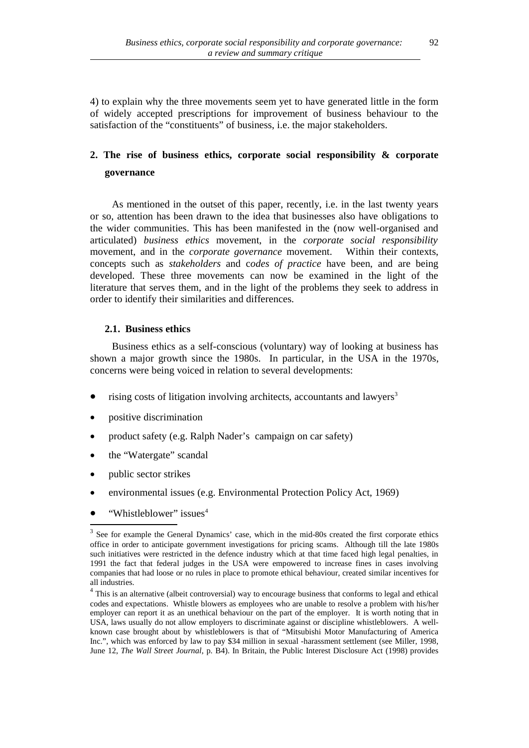4) to explain why the three movements seem yet to have generated little in the form of widely accepted prescriptions for improvement of business behaviour to the satisfaction of the "constituents" of business, i.e. the major stakeholders.

## 2. The rise of business ethics, corporate social responsibility & corporate governance

As mentioned in the outset of this paper, recently, i.e. in the last twenty years or so, attention has been drawn to the idea that businesses also have obligations to the wider communities. This has been manifested in the (now well-organised and articulated) *business ethics* movement, in the *corporate social responsibility* movement, and in the *corporate governance* movement. Within their contexts, concepts such as *stakeholders* and c*odes of practice* have been, and are being developed. These three movements can now be examined in the light of the literature that serves them, and in the light of the problems they seek to address in order to identify their similarities and differences.

### 2.1. Business ethics

Business ethics as a self-conscious (voluntary) way of looking at business has shown a major growth since the 1980s. In particular, in the USA in the 1970s, concerns were being voiced in relation to several developments:

- rising costs of litigation involving architects, accountants and lawyers[3]
- positive discrimination
- product safety (e.g. Ralph Nader's campaign on car safety)
- the "Watergate" scandal
- public sector strikes
- environmental issues (e.g. Environmental Protection Policy Act, 1969)
- "Whistleblower" issues[4]

[3] See for example the General Dynamics' case, which in the mid-80s created the first corporate ethics office in order to anticipate government investigations for pricing scams. Although till the late 1980s such initiatives were restricted in the defence industry which at that time faced high legal penalties, in 1991 the fact that federal judges in the USA were empowered to increase fines in cases involving companies that had loose or no rules in place to promote ethical behaviour, created similar incentives for all industries.

[4] This is an alternative (albeit controversial) way to encourage business that conforms to legal and ethical codes and expectations. Whistle blowers as employees who are unable to resolve a problem with his/her employer can report it as an unethical behaviour on the part of the employer. It is worth noting that in USA, laws usually do not allow employers to discriminate against or discipline whistleblowers. A well-known case brought about by whistleblowers is that of "Mitsubishi Motor Manufacturing of America Inc.", which was enforced by law to pay $34 million in sexual -harassment settlement (see Miller, 1998, June 12, *The Wall Street Journal*, p. B4). In Britain, the Public Interest Disclosure Act (1998) provides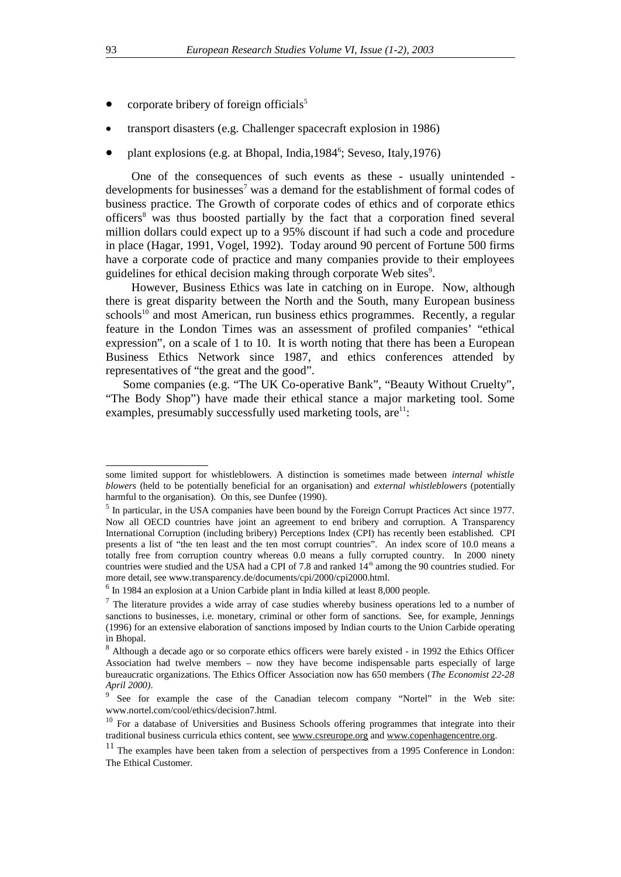- corporate bribery of foreign officials[5]
- transport disasters (e.g. Challenger spacecraft explosion in 1986)
- plant explosions (e.g. at Bhopal, India,1984[6]; Seveso, Italy,1976)

One of the consequences of such events as these - usually unintended - developments for businesses[7] was a demand for the establishment of formal codes of business practice. The Growth of corporate codes of ethics and of corporate ethics officers[8] was thus boosted partially by the fact that a corporation fined several million dollars could expect up to a 95% discount if had such a code and procedure in place (Hagar, 1991, Vogel, 1992). Today around 90 percent of Fortune 500 firms have a corporate code of practice and many companies provide to their employees guidelines for ethical decision making through corporate Web sites[9].

However, Business Ethics was late in catching on in Europe. Now, although there is great disparity between the North and the South, many European business schools[10] and most American, run business ethics programmes. Recently, a regular feature in the London Times was an assessment of profiled companies' "ethical expression", on a scale of 1 to 10. It is worth noting that there has been a European Business Ethics Network since 1987, and ethics conferences attended by representatives of "the great and the good".

Some companies (e.g. "The UK Co-operative Bank", "Beauty Without Cruelty", "The Body Shop") have made their ethical stance a major marketing tool. Some examples, presumably successfully used marketing tools, are[11]:

---

some limited support for whistleblowers. A distinction is sometimes made between *internal whistle blowers* (held to be potentially beneficial for an organisation) and *external whistleblowers* (potentially harmful to the organisation). On this, see Dunfee (1990).

[5] In particular, in the USA companies have been bound by the Foreign Corrupt Practices Act since 1977. Now all OECD countries have joint an agreement to end bribery and corruption. A Transparency International Corruption (including bribery) Perceptions Index (CPI) has recently been established. CPI presents a list of "the ten least and the ten most corrupt countries". An index score of 10.0 means a totally free from corruption country whereas 0.0 means a fully corrupted country. In 2000 ninety countries were studied and the USA had a CPI of 7.8 and ranked 14th among the 90 countries studied. For more detail, see www.transparency.de/documents/cpi/2000/cpi2000.html.

[6] In 1984 an explosion at a Union Carbide plant in India killed at least 8,000 people.

[7] The literature provides a wide array of case studies whereby business operations led to a number of sanctions to businesses, i.e. monetary, criminal or other form of sanctions. See, for example, Jennings (1996) for an extensive elaboration of sanctions imposed by Indian courts to the Union Carbide operating in Bhopal.

[8] Although a decade ago or so corporate ethics officers were barely existed - in 1992 the Ethics Officer Association had twelve members – now they have become indispensable parts especially of large bureaucratic organizations. The Ethics Officer Association now has 650 members (*The Economist 22-28 April 2000)*.

[9] See for example the case of the Canadian telecom company "Nortel" in the Web site: www.nortel.com/cool/ethics/decision7.html.

[10] For a database of Universities and Business Schools offering programmes that integrate into their traditional business curricula ethics content, see www.csreurope.org and www.copenhagencentre.org.

[11] The examples have been taken from a selection of perspectives from a 1995 Conference in London: The Ethical Customer.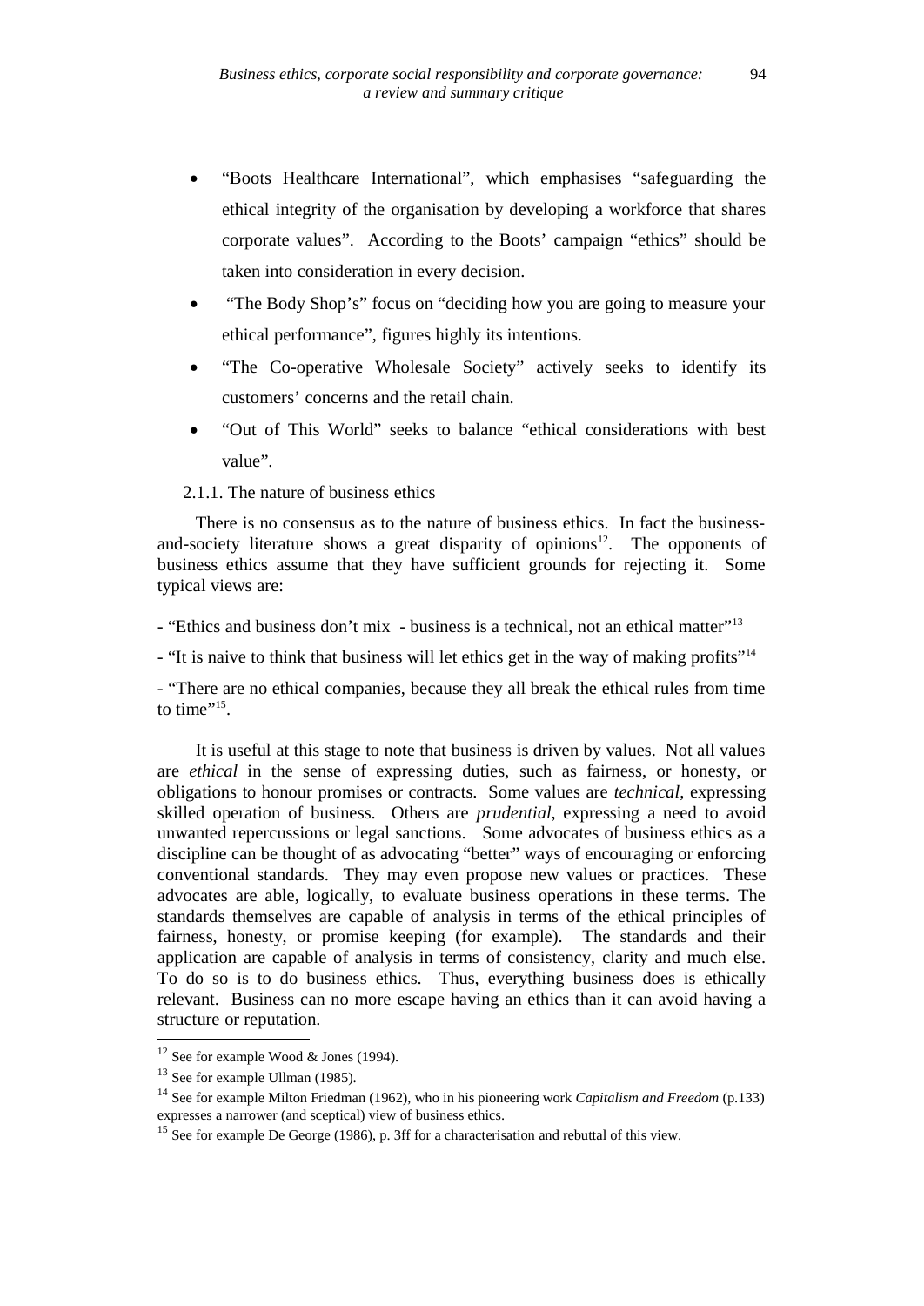- "Boots Healthcare International", which emphasises "safeguarding the ethical integrity of the organisation by developing a workforce that shares corporate values". According to the Boots' campaign "ethics" should be taken into consideration in every decision.
- "The Body Shop's" focus on "deciding how you are going to measure your ethical performance", figures highly its intentions.
- "The Co-operative Wholesale Society" actively seeks to identify its customers' concerns and the retail chain.
- "Out of This World" seeks to balance "ethical considerations with best value".

2.1.1. The nature of business ethics

There is no consensus as to the nature of business ethics. In fact the business-and-society literature shows a great disparity of opinions[12]. The opponents of business ethics assume that they have sufficient grounds for rejecting it. Some typical views are:

- "Ethics and business don't mix - business is a technical, not an ethical matter"[13]

- "It is naive to think that business will let ethics get in the way of making profits"[14]

- "There are no ethical companies, because they all break the ethical rules from time to time"[15].

It is useful at this stage to note that business is driven by values. Not all values are *ethical* in the sense of expressing duties, such as fairness, or honesty, or obligations to honour promises or contracts. Some values are *technical*, expressing skilled operation of business. Others are *prudential*, expressing a need to avoid unwanted repercussions or legal sanctions. Some advocates of business ethics as a discipline can be thought of as advocating "better" ways of encouraging or enforcing conventional standards. They may even propose new values or practices. These advocates are able, logically, to evaluate business operations in these terms. The standards themselves are capable of analysis in terms of the ethical principles of fairness, honesty, or promise keeping (for example). The standards and their application are capable of analysis in terms of consistency, clarity and much else. To do so is to do business ethics. Thus, everything business does is ethically relevant. Business can no more escape having an ethics than it can avoid having a structure or reputation.

---

[12] See for example Wood & Jones (1994).

[13] See for example Ullman (1985).

[14] See for example Milton Friedman (1962), who in his pioneering work *Capitalism and Freedom* (p.133) expresses a narrower (and sceptical) view of business ethics.

[15] See for example De George (1986), p. 3ff for a characterisation and rebuttal of this view.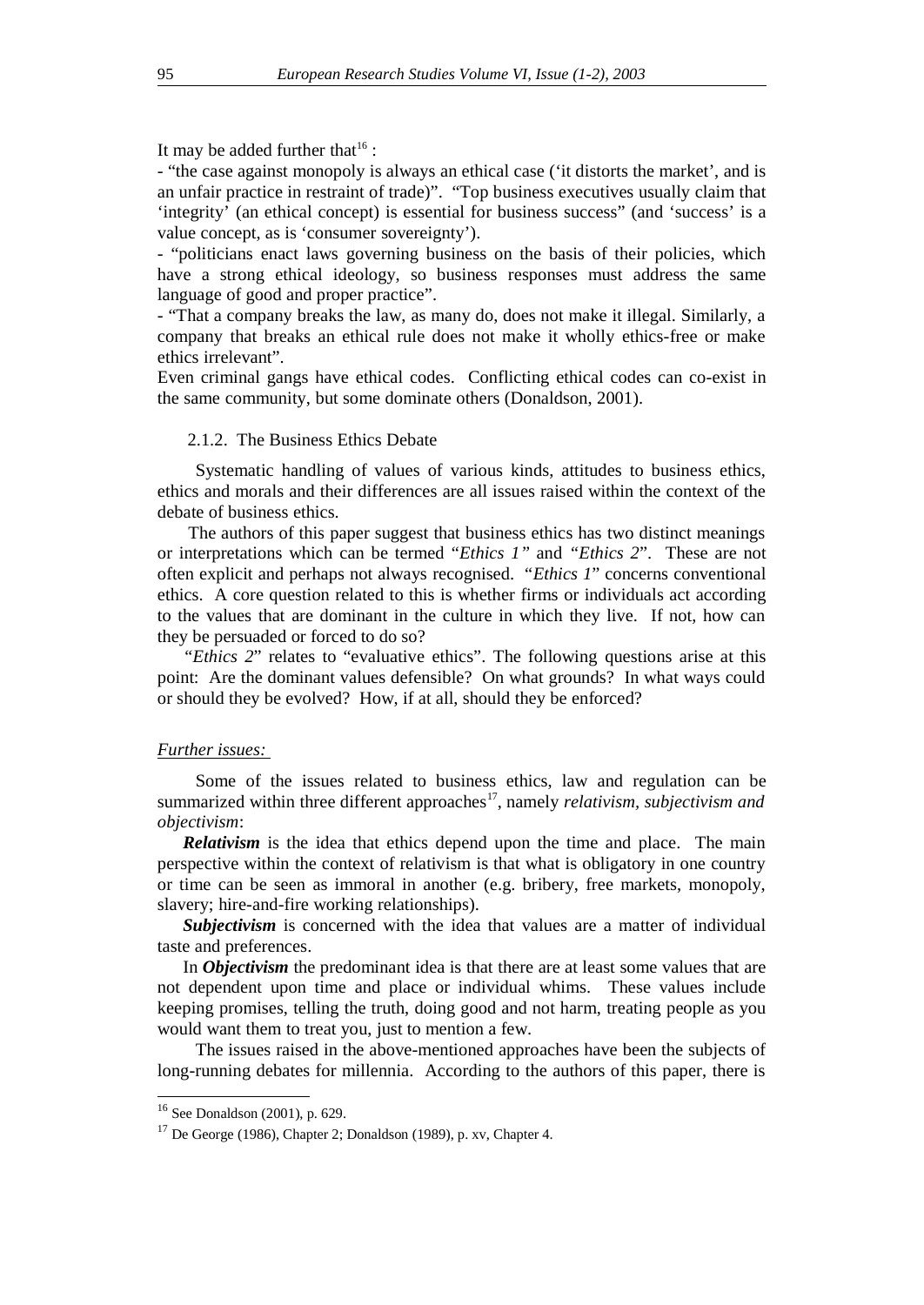It may be added further that[16] :

- "the case against monopoly is always an ethical case ('it distorts the market', and is an unfair practice in restraint of trade)". "Top business executives usually claim that 'integrity' (an ethical concept) is essential for business success" (and 'success' is a value concept, as is 'consumer sovereignty').
- "politicians enact laws governing business on the basis of their policies, which have a strong ethical ideology, so business responses must address the same language of good and proper practice".
- "That a company breaks the law, as many do, does not make it illegal. Similarly, a company that breaks an ethical rule does not make it wholly ethics-free or make ethics irrelevant".

Even criminal gangs have ethical codes. Conflicting ethical codes can co-exist in the same community, but some dominate others (Donaldson, 2001).

### 2.1.2. The Business Ethics Debate

Systematic handling of values of various kinds, attitudes to business ethics, ethics and morals and their differences are all issues raised within the context of the debate of business ethics.

The authors of this paper suggest that business ethics has two distinct meanings or interpretations which can be termed "*Ethics 1*" and "*Ethics 2*". These are not often explicit and perhaps not always recognised. "*Ethics 1*" concerns conventional ethics. A core question related to this is whether firms or individuals act according to the values that are dominant in the culture in which they live. If not, how can they be persuaded or forced to do so?

"*Ethics 2*" relates to "evaluative ethics". The following questions arise at this point: Are the dominant values defensible? On what grounds? In what ways could or should they be evolved? How, if at all, should they be enforced?

<u>*Further issues:*</u>

Some of the issues related to business ethics, law and regulation can be summarized within three different approaches[17], namely *relativism, subjectivism and objectivism*:

***Relativism*** is the idea that ethics depend upon the time and place. The main perspective within the context of relativism is that what is obligatory in one country or time can be seen as immoral in another (e.g. bribery, free markets, monopoly, slavery; hire-and-fire working relationships).

***Subjectivism*** is concerned with the idea that values are a matter of individual taste and preferences.

In ***Objectivism*** the predominant idea is that there are at least some values that are not dependent upon time and place or individual whims. These values include keeping promises, telling the truth, doing good and not harm, treating people as you would want them to treat you, just to mention a few.

The issues raised in the above-mentioned approaches have been the subjects of long-running debates for millennia. According to the authors of this paper, there is

---

[16] See Donaldson (2001), p. 629.

[17] De George (1986), Chapter 2; Donaldson (1989), p. xv, Chapter 4.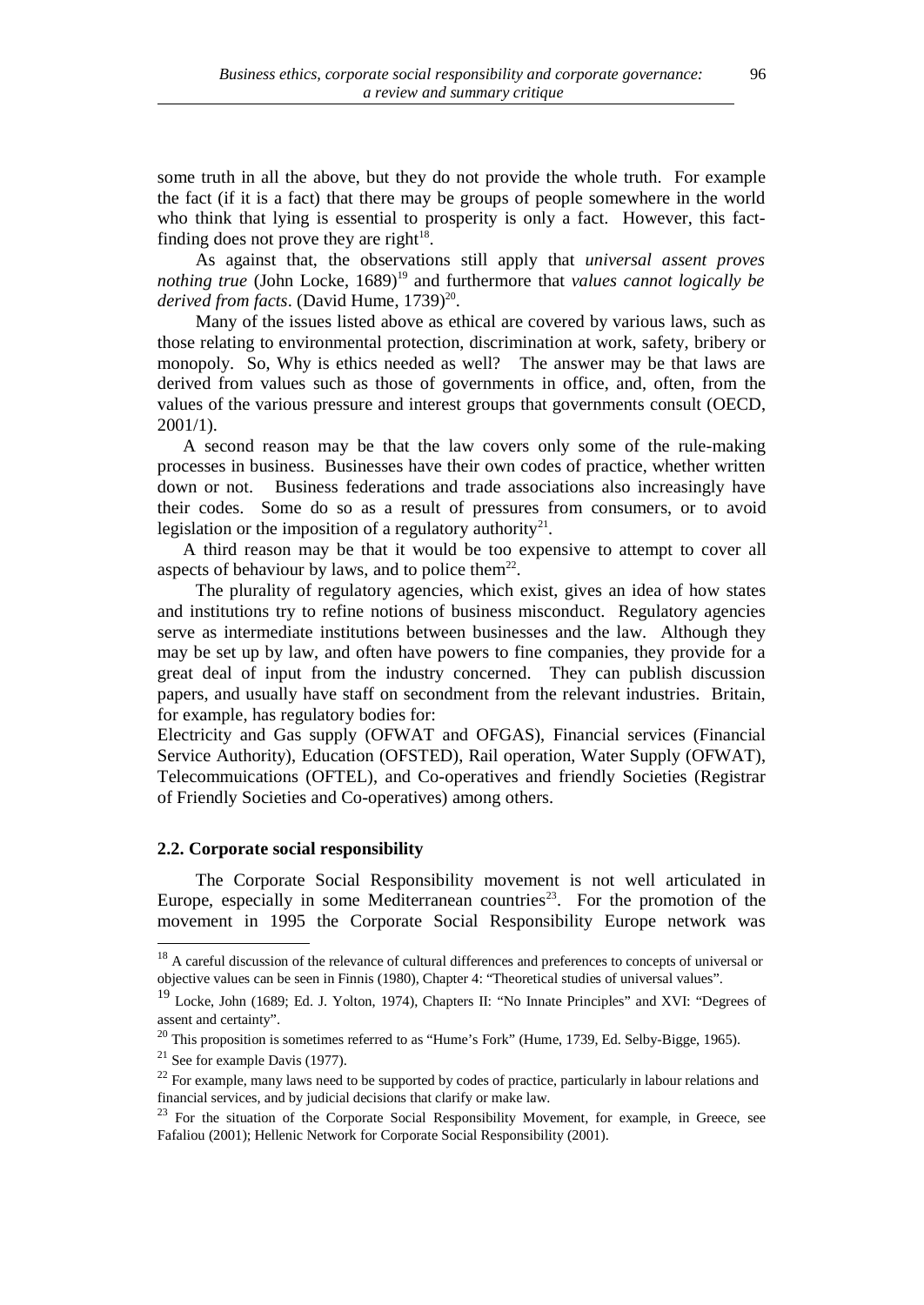some truth in all the above, but they do not provide the whole truth. For example the fact (if it is a fact) that there may be groups of people somewhere in the world who think that lying is essential to prosperity is only a fact. However, this fact-finding does not prove they are right[18].

As against that, the observations still apply that *universal assent proves nothing true* (John Locke, 1689)[19] and furthermore that *values cannot logically be derived from facts*. (David Hume, 1739)[20].

Many of the issues listed above as ethical are covered by various laws, such as those relating to environmental protection, discrimination at work, safety, bribery or monopoly. So, Why is ethics needed as well? The answer may be that laws are derived from values such as those of governments in office, and, often, from the values of the various pressure and interest groups that governments consult (OECD, 2001/1).

A second reason may be that the law covers only some of the rule-making processes in business. Businesses have their own codes of practice, whether written down or not. Business federations and trade associations also increasingly have their codes. Some do so as a result of pressures from consumers, or to avoid legislation or the imposition of a regulatory authority[21].

A third reason may be that it would be too expensive to attempt to cover all aspects of behaviour by laws, and to police them[22].

The plurality of regulatory agencies, which exist, gives an idea of how states and institutions try to refine notions of business misconduct. Regulatory agencies serve as intermediate institutions between businesses and the law. Although they may be set up by law, and often have powers to fine companies, they provide for a great deal of input from the industry concerned. They can publish discussion papers, and usually have staff on secondment from the relevant industries. Britain, for example, has regulatory bodies for:

Electricity and Gas supply (OFWAT and OFGAS), Financial services (Financial Service Authority), Education (OFSTED), Rail operation, Water Supply (OFWAT), Telecommuications (OFTEL), and Co-operatives and friendly Societies (Registrar of Friendly Societies and Co-operatives) among others.

### 2.2. Corporate social responsibility

The Corporate Social Responsibility movement is not well articulated in Europe, especially in some Mediterranean countries[23]. For the promotion of the movement in 1995 the Corporate Social Responsibility Europe network was

---

[18] A careful discussion of the relevance of cultural differences and preferences to concepts of universal or objective values can be seen in Finnis (1980), Chapter 4: "Theoretical studies of universal values".

[19] Locke, John (1689; Ed. J. Yolton, 1974), Chapters II: "No Innate Principles" and XVI: "Degrees of assent and certainty".

[20] This proposition is sometimes referred to as "Hume's Fork" (Hume, 1739, Ed. Selby-Bigge, 1965).

[21] See for example Davis (1977).

[22] For example, many laws need to be supported by codes of practice, particularly in labour relations and financial services, and by judicial decisions that clarify or make law.

[23] For the situation of the Corporate Social Responsibility Movement, for example, in Greece, see Fafaliou (2001); Hellenic Network for Corporate Social Responsibility (2001).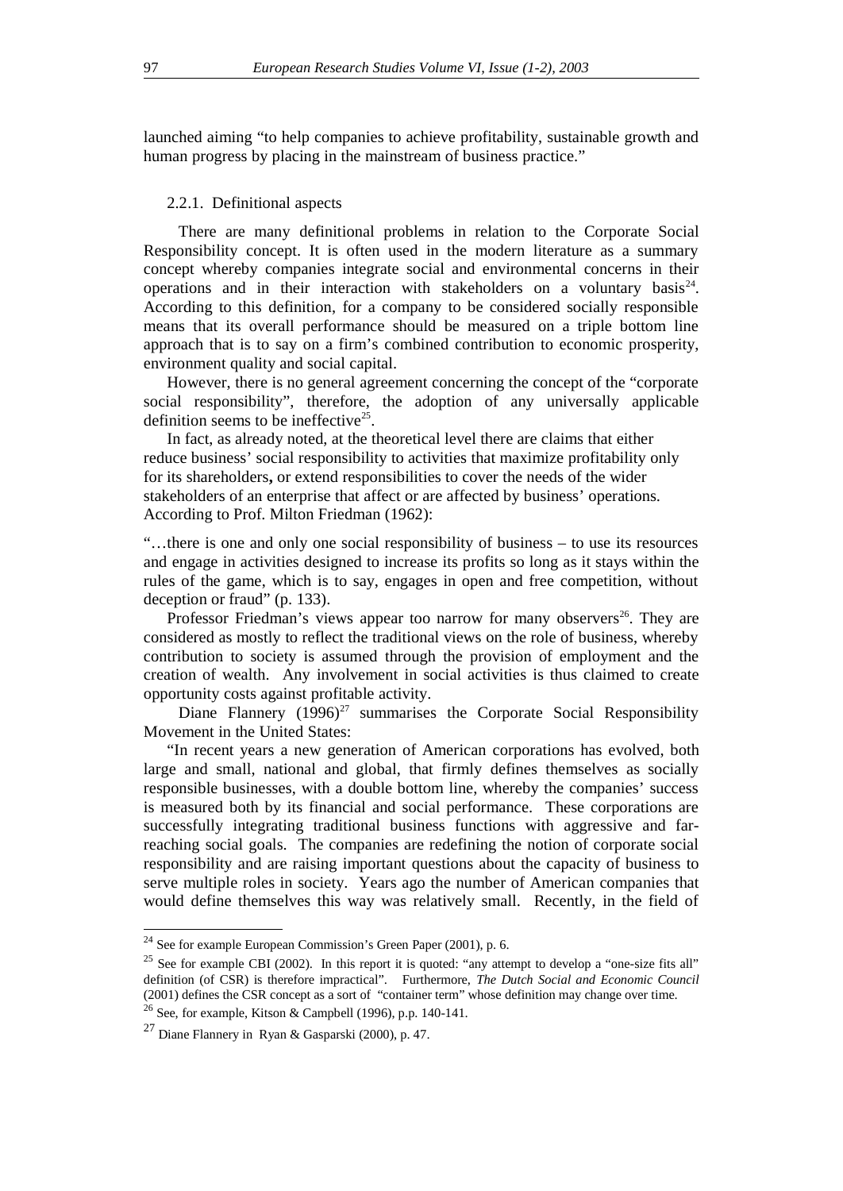launched aiming "to help companies to achieve profitability, sustainable growth and human progress by placing in the mainstream of business practice."

### 2.2.1. Definitional aspects

There are many definitional problems in relation to the Corporate Social Responsibility concept. It is often used in the modern literature as a summary concept whereby companies integrate social and environmental concerns in their operations and in their interaction with stakeholders on a voluntary basis[24]. According to this definition, for a company to be considered socially responsible means that its overall performance should be measured on a triple bottom line approach that is to say on a firm's combined contribution to economic prosperity, environment quality and social capital.

However, there is no general agreement concerning the concept of the "corporate social responsibility", therefore, the adoption of any universally applicable definition seems to be ineffective[25].

In fact, as already noted, at the theoretical level there are claims that either reduce business' social responsibility to activities that maximize profitability only for its shareholders**,** or extend responsibilities to cover the needs of the wider stakeholders of an enterprise that affect or are affected by business' operations. According to Prof. Milton Friedman (1962):

"…there is one and only one social responsibility of business – to use its resources and engage in activities designed to increase its profits so long as it stays within the rules of the game, which is to say, engages in open and free competition, without deception or fraud" (p. 133).

Professor Friedman's views appear too narrow for many observers[26]. They are considered as mostly to reflect the traditional views on the role of business, whereby contribution to society is assumed through the provision of employment and the creation of wealth. Any involvement in social activities is thus claimed to create opportunity costs against profitable activity.

Diane Flannery (1996)[27] summarises the Corporate Social Responsibility Movement in the United States:

"In recent years a new generation of American corporations has evolved, both large and small, national and global, that firmly defines themselves as socially responsible businesses, with a double bottom line, whereby the companies' success is measured both by its financial and social performance. These corporations are successfully integrating traditional business functions with aggressive and far-reaching social goals. The companies are redefining the notion of corporate social responsibility and are raising important questions about the capacity of business to serve multiple roles in society. Years ago the number of American companies that would define themselves this way was relatively small. Recently, in the field of

---

[24] See for example European Commission's Green Paper (2001), p. 6.

[25] See for example CBI (2002). In this report it is quoted: "any attempt to develop a "one-size fits all" definition (of CSR) is therefore impractical". Furthermore, *The Dutch Social and Economic Council* (2001) defines the CSR concept as a sort of "container term" whose definition may change over time.

[26] See, for example, Kitson & Campbell (1996), p.p. 140-141.

[27] Diane Flannery in Ryan & Gasparski (2000), p. 47.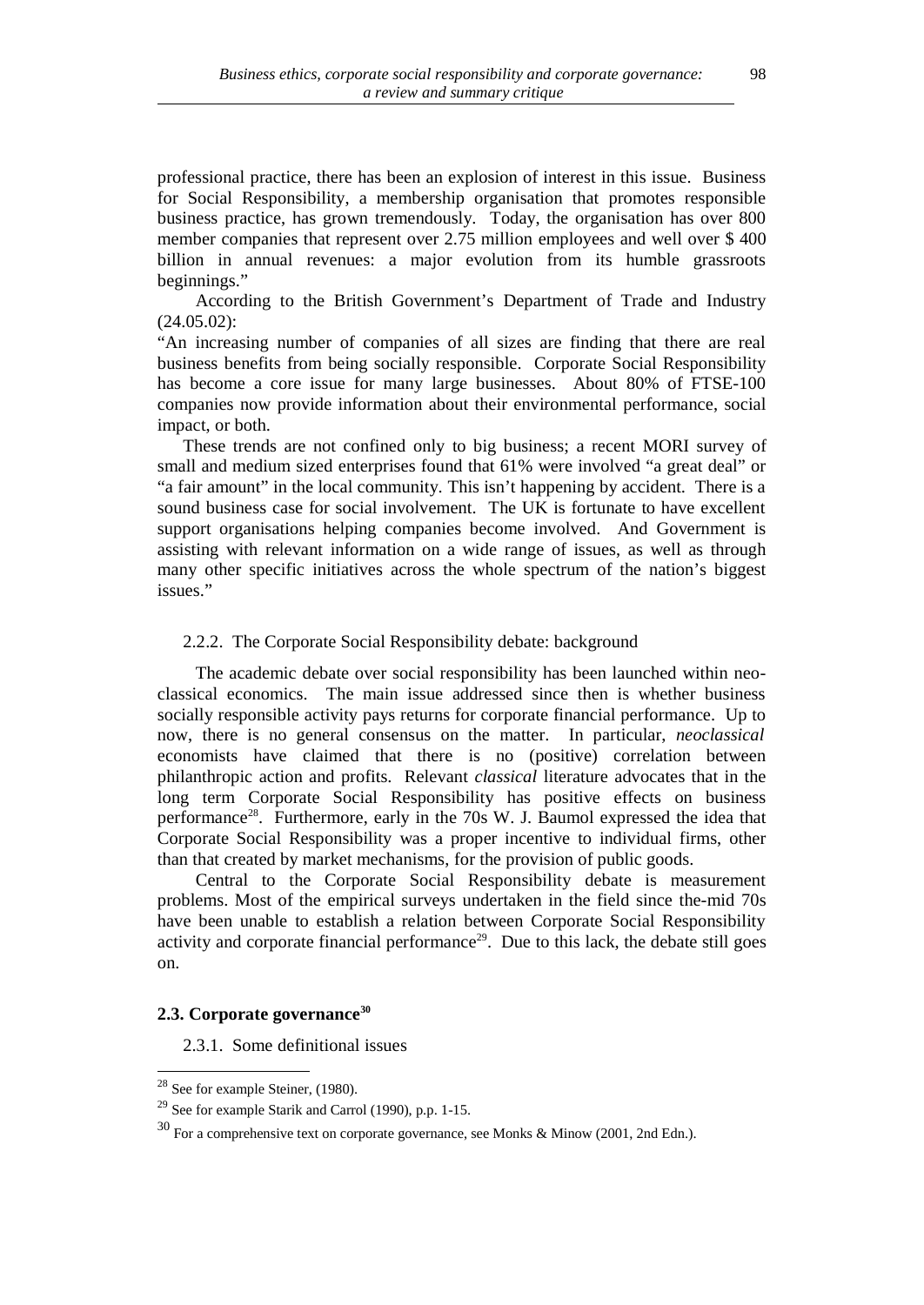professional practice, there has been an explosion of interest in this issue. Business for Social Responsibility, a membership organisation that promotes responsible business practice, has grown tremendously. Today, the organisation has over 800 member companies that represent over 2.75 million employees and well over $ 400 billion in annual revenues: a major evolution from its humble grassroots beginnings."

According to the British Government's Department of Trade and Industry (24.05.02):

"An increasing number of companies of all sizes are finding that there are real business benefits from being socially responsible. Corporate Social Responsibility has become a core issue for many large businesses. About 80% of FTSE-100 companies now provide information about their environmental performance, social impact, or both.

These trends are not confined only to big business; a recent MORI survey of small and medium sized enterprises found that 61% were involved "a great deal" or "a fair amount" in the local community. This isn't happening by accident. There is a sound business case for social involvement. The UK is fortunate to have excellent support organisations helping companies become involved. And Government is assisting with relevant information on a wide range of issues, as well as through many other specific initiatives across the whole spectrum of the nation's biggest issues."

#### 2.2.2. The Corporate Social Responsibility debate: background

The academic debate over social responsibility has been launched within neo-classical economics. The main issue addressed since then is whether business socially responsible activity pays returns for corporate financial performance. Up to now, there is no general consensus on the matter. In particular, *neoclassical* economists have claimed that there is no (positive) correlation between philanthropic action and profits. Relevant *classical* literature advocates that in the long term Corporate Social Responsibility has positive effects on business performance[28]. Furthermore, early in the 70s W. J. Baumol expressed the idea that Corporate Social Responsibility was a proper incentive to individual firms, other than that created by market mechanisms, for the provision of public goods.

Central to the Corporate Social Responsibility debate is measurement problems. Most of the empirical surveys undertaken in the field since the-mid 70s have been unable to establish a relation between Corporate Social Responsibility activity and corporate financial performance[29]. Due to this lack, the debate still goes on.

### 2.3. Corporate governance[30]

#### 2.3.1. Some definitional issues

---

[28] See for example Steiner, (1980).

[29] See for example Starik and Carrol (1990), p.p. 1-15.

[30] For a comprehensive text on corporate governance, see Monks & Minow (2001, 2nd Edn.).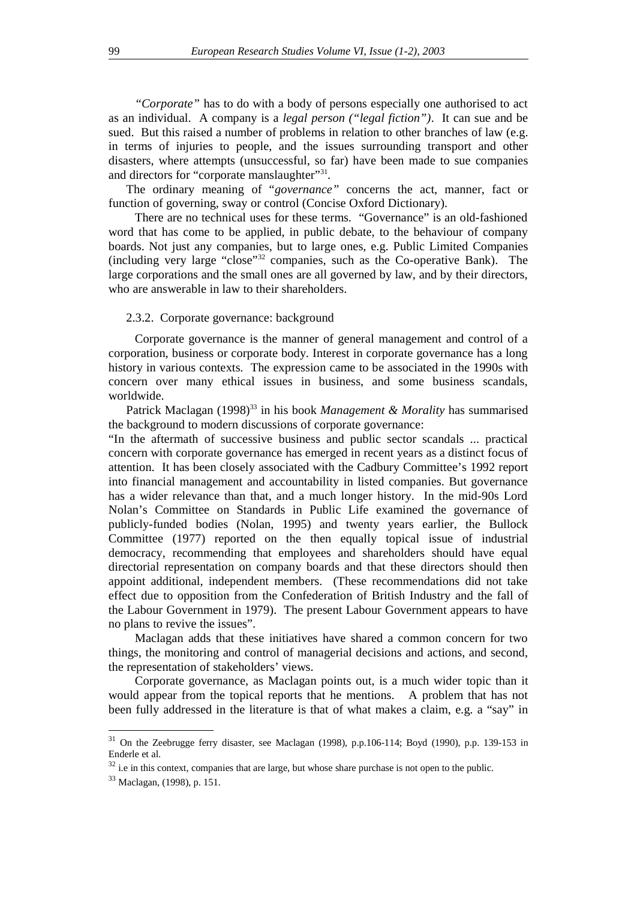*"Corporate"* has to do with a body of persons especially one authorised to act as an individual. A company is a *legal person ("legal fiction")*. It can sue and be sued. But this raised a number of problems in relation to other branches of law (e.g. in terms of injuries to people, and the issues surrounding transport and other disasters, where attempts (unsuccessful, so far) have been made to sue companies and directors for "corporate manslaughter"[31].

The ordinary meaning of "*governance"* concerns the act, manner, fact or function of governing, sway or control (Concise Oxford Dictionary).

There are no technical uses for these terms. "Governance" is an old-fashioned word that has come to be applied, in public debate, to the behaviour of company boards. Not just any companies, but to large ones, e.g. Public Limited Companies (including very large "close"[32] companies, such as the Co-operative Bank). The large corporations and the small ones are all governed by law, and by their directors, who are answerable in law to their shareholders.

### 2.3.2. Corporate governance: background

Corporate governance is the manner of general management and control of a corporation, business or corporate body. Interest in corporate governance has a long history in various contexts. The expression came to be associated in the 1990s with concern over many ethical issues in business, and some business scandals, worldwide.

Patrick Maclagan (1998)[33] in his book *Management & Morality* has summarised the background to modern discussions of corporate governance:

"In the aftermath of successive business and public sector scandals ... practical concern with corporate governance has emerged in recent years as a distinct focus of attention. It has been closely associated with the Cadbury Committee's 1992 report into financial management and accountability in listed companies. But governance has a wider relevance than that, and a much longer history. In the mid-90s Lord Nolan's Committee on Standards in Public Life examined the governance of publicly-funded bodies (Nolan, 1995) and twenty years earlier, the Bullock Committee (1977) reported on the then equally topical issue of industrial democracy, recommending that employees and shareholders should have equal directorial representation on company boards and that these directors should then appoint additional, independent members. (These recommendations did not take effect due to opposition from the Confederation of British Industry and the fall of the Labour Government in 1979). The present Labour Government appears to have no plans to revive the issues".

Maclagan adds that these initiatives have shared a common concern for two things, the monitoring and control of managerial decisions and actions, and second, the representation of stakeholders' views.

Corporate governance, as Maclagan points out, is a much wider topic than it would appear from the topical reports that he mentions. A problem that has not been fully addressed in the literature is that of what makes a claim, e.g. a "say" in

---

[31] On the Zeebrugge ferry disaster, see Maclagan (1998), p.p.106-114; Boyd (1990), p.p. 139-153 in Enderle et al.

[32] i.e in this context, companies that are large, but whose share purchase is not open to the public.

[33] Maclagan, (1998), p. 151.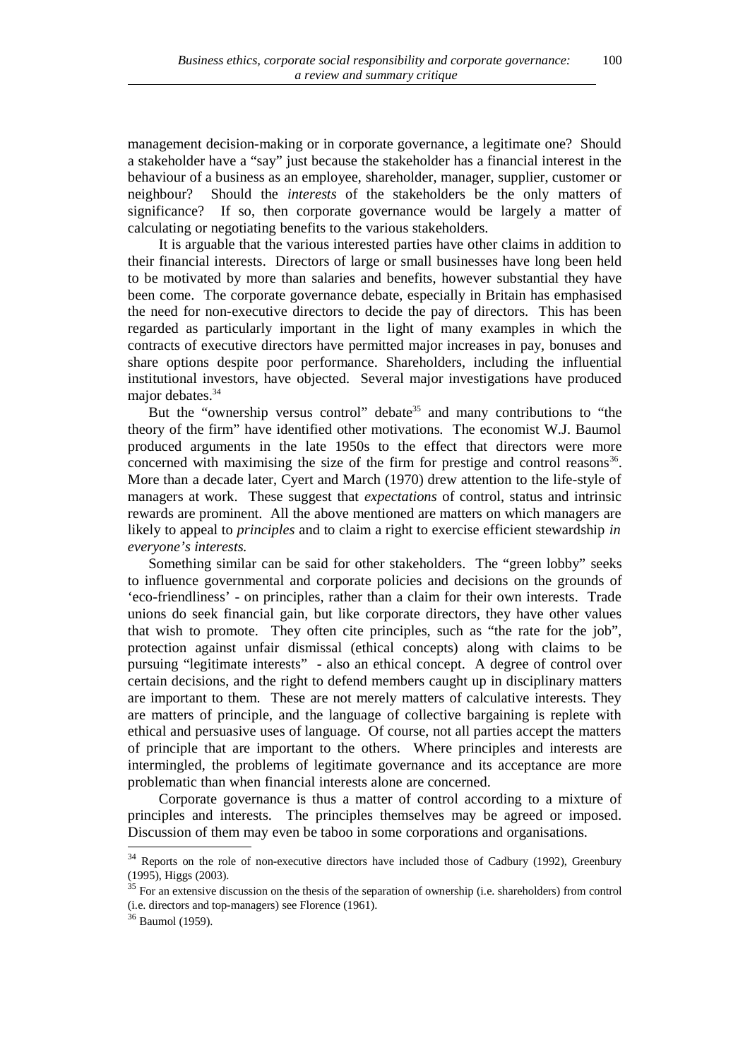management decision-making or in corporate governance, a legitimate one? Should a stakeholder have a "say" just because the stakeholder has a financial interest in the behaviour of a business as an employee, shareholder, manager, supplier, customer or neighbour? Should the *interests* of the stakeholders be the only matters of significance? If so, then corporate governance would be largely a matter of calculating or negotiating benefits to the various stakeholders.

It is arguable that the various interested parties have other claims in addition to their financial interests. Directors of large or small businesses have long been held to be motivated by more than salaries and benefits, however substantial they have been come. The corporate governance debate, especially in Britain has emphasised the need for non-executive directors to decide the pay of directors. This has been regarded as particularly important in the light of many examples in which the contracts of executive directors have permitted major increases in pay, bonuses and share options despite poor performance. Shareholders, including the influential institutional investors, have objected. Several major investigations have produced major debates.[34]

But the "ownership versus control" debate[35] and many contributions to "the theory of the firm" have identified other motivations. The economist W.J. Baumol produced arguments in the late 1950s to the effect that directors were more concerned with maximising the size of the firm for prestige and control reasons[36]. More than a decade later, Cyert and March (1970) drew attention to the life-style of managers at work. These suggest that *expectations* of control, status and intrinsic rewards are prominent. All the above mentioned are matters on which managers are likely to appeal to *principles* and to claim a right to exercise efficient stewardship *in everyone's interests.*

Something similar can be said for other stakeholders. The "green lobby" seeks to influence governmental and corporate policies and decisions on the grounds of 'eco-friendliness' - on principles, rather than a claim for their own interests. Trade unions do seek financial gain, but like corporate directors, they have other values that wish to promote. They often cite principles, such as "the rate for the job", protection against unfair dismissal (ethical concepts) along with claims to be pursuing "legitimate interests" - also an ethical concept. A degree of control over certain decisions, and the right to defend members caught up in disciplinary matters are important to them. These are not merely matters of calculative interests. They are matters of principle, and the language of collective bargaining is replete with ethical and persuasive uses of language. Of course, not all parties accept the matters of principle that are important to the others. Where principles and interests are intermingled, the problems of legitimate governance and its acceptance are more problematic than when financial interests alone are concerned.

Corporate governance is thus a matter of control according to a mixture of principles and interests. The principles themselves may be agreed or imposed. Discussion of them may even be taboo in some corporations and organisations.

---

[34] Reports on the role of non-executive directors have included those of Cadbury (1992), Greenbury (1995), Higgs (2003).

[35] For an extensive discussion on the thesis of the separation of ownership (i.e. shareholders) from control (i.e. directors and top-managers) see Florence (1961).

[36] Baumol (1959).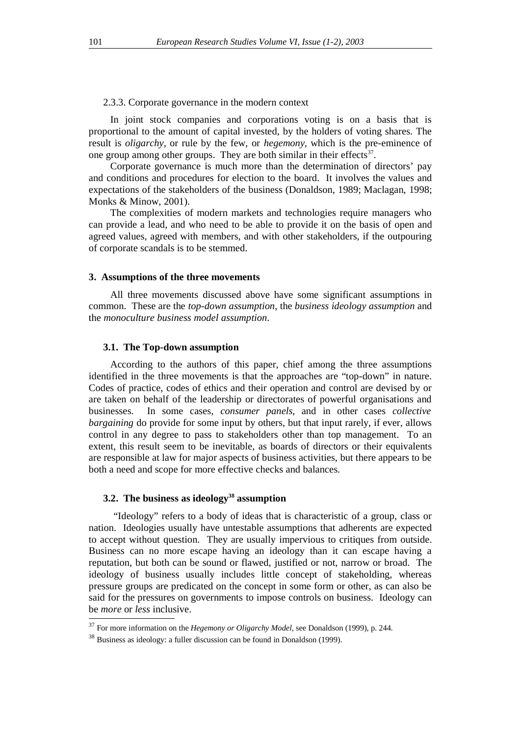2.3.3. Corporate governance in the modern context

In joint stock companies and corporations voting is on a basis that is proportional to the amount of capital invested, by the holders of voting shares. The result is *oligarchy*, or rule by the few, or *hegemony*, which is the pre-eminence of one group among other groups. They are both similar in their effects[37].

Corporate governance is much more than the determination of directors' pay and conditions and procedures for election to the board. It involves the values and expectations of the stakeholders of the business (Donaldson, 1989; Maclagan, 1998; Monks & Minow, 2001).

The complexities of modern markets and technologies require managers who can provide a lead, and who need to be able to provide it on the basis of open and agreed values, agreed with members, and with other stakeholders, if the outpouring of corporate scandals is to be stemmed.

## 3. Assumptions of the three movements

All three movements discussed above have some significant assumptions in common. These are the *top-down assumption*, the *business ideology assumption* and the *monoculture business model assumption*.

### 3.1. The Top-down assumption

According to the authors of this paper, chief among the three assumptions identified in the three movements is that the approaches are "top-down" in nature. Codes of practice, codes of ethics and their operation and control are devised by or are taken on behalf of the leadership or directorates of powerful organisations and businesses. In some cases, *consumer panels*, and in other cases *collective bargaining* do provide for some input by others, but that input rarely, if ever, allows control in any degree to pass to stakeholders other than top management. To an extent, this result seem to be inevitable, as boards of directors or their equivalents are responsible at law for major aspects of business activities, but there appears to be both a need and scope for more effective checks and balances.

### 3.2. The business as ideology[38] assumption

"Ideology" refers to a body of ideas that is characteristic of a group, class or nation. Ideologies usually have untestable assumptions that adherents are expected to accept without question. They are usually impervious to critiques from outside. Business can no more escape having an ideology than it can escape having a reputation, but both can be sound or flawed, justified or not, narrow or broad. The ideology of business usually includes little concept of stakeholding, whereas pressure groups are predicated on the concept in some form or other, as can also be said for the pressures on governments to impose controls on business. Ideology can be *more* or *less* inclusive.

[37] For more information on the *Hegemony or Oligarchy Model*, see Donaldson (1999), p. 244.

[38] Business as ideology: a fuller discussion can be found in Donaldson (1999).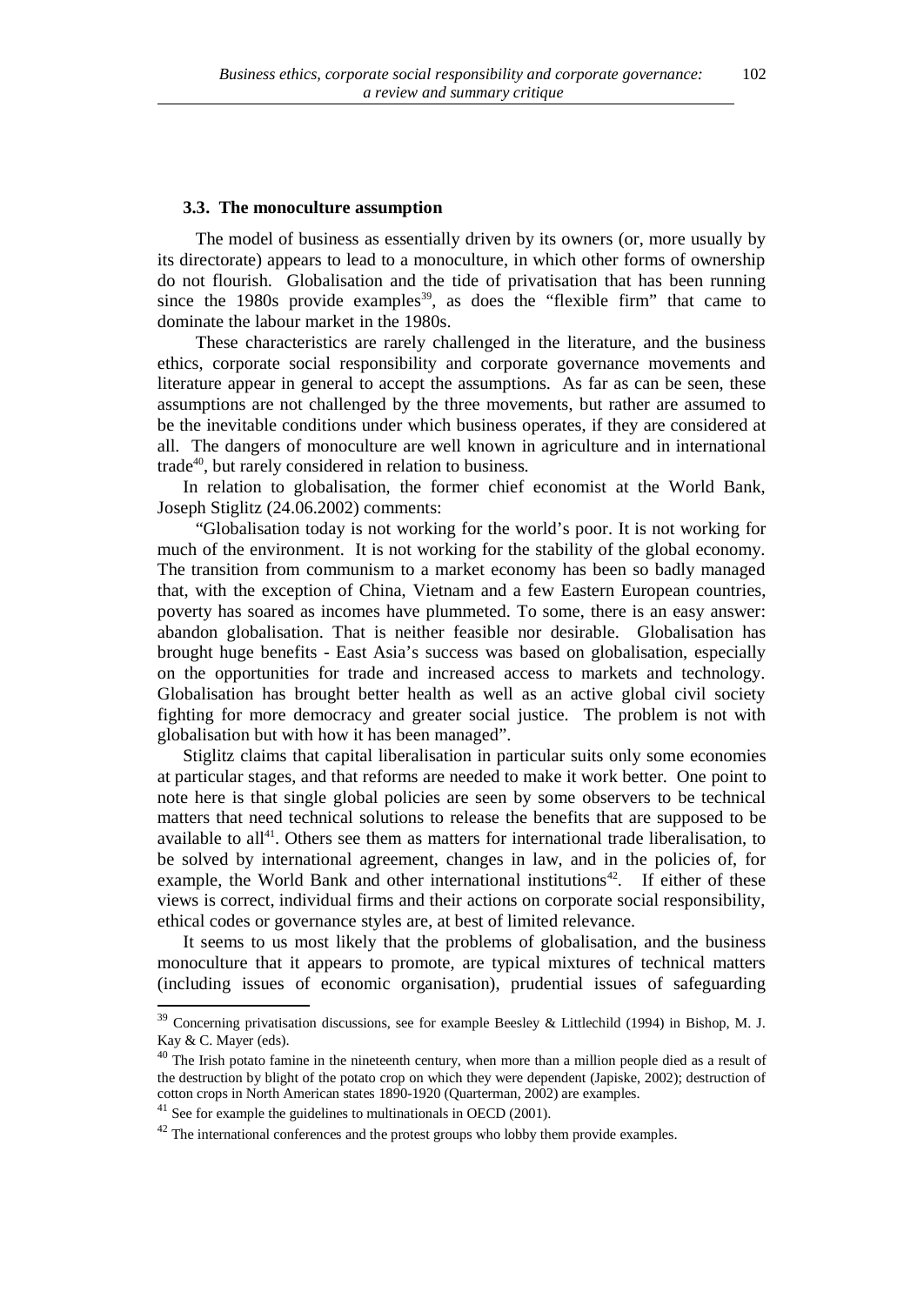### 3.3. The monoculture assumption

The model of business as essentially driven by its owners (or, more usually by its directorate) appears to lead to a monoculture, in which other forms of ownership do not flourish. Globalisation and the tide of privatisation that has been running since the 1980s provide examples[39], as does the "flexible firm" that came to dominate the labour market in the 1980s.

These characteristics are rarely challenged in the literature, and the business ethics, corporate social responsibility and corporate governance movements and literature appear in general to accept the assumptions. As far as can be seen, these assumptions are not challenged by the three movements, but rather are assumed to be the inevitable conditions under which business operates, if they are considered at all. The dangers of monoculture are well known in agriculture and in international trade[40], but rarely considered in relation to business.

In relation to globalisation, the former chief economist at the World Bank, Joseph Stiglitz (24.06.2002) comments:

"Globalisation today is not working for the world's poor. It is not working for much of the environment. It is not working for the stability of the global economy. The transition from communism to a market economy has been so badly managed that, with the exception of China, Vietnam and a few Eastern European countries, poverty has soared as incomes have plummeted. To some, there is an easy answer: abandon globalisation. That is neither feasible nor desirable. Globalisation has brought huge benefits - East Asia's success was based on globalisation, especially on the opportunities for trade and increased access to markets and technology. Globalisation has brought better health as well as an active global civil society fighting for more democracy and greater social justice. The problem is not with globalisation but with how it has been managed".

Stiglitz claims that capital liberalisation in particular suits only some economies at particular stages, and that reforms are needed to make it work better. One point to note here is that single global policies are seen by some observers to be technical matters that need technical solutions to release the benefits that are supposed to be available to all[41]. Others see them as matters for international trade liberalisation, to be solved by international agreement, changes in law, and in the policies of, for example, the World Bank and other international institutions[42]. If either of these views is correct, individual firms and their actions on corporate social responsibility, ethical codes or governance styles are, at best of limited relevance.

It seems to us most likely that the problems of globalisation, and the business monoculture that it appears to promote, are typical mixtures of technical matters (including issues of economic organisation), prudential issues of safeguarding

---

[39] Concerning privatisation discussions, see for example Beesley & Littlechild (1994) in Bishop, M. J. Kay & C. Mayer (eds).

[40] The Irish potato famine in the nineteenth century, when more than a million people died as a result of the destruction by blight of the potato crop on which they were dependent (Japiske, 2002); destruction of cotton crops in North American states 1890-1920 (Quarterman, 2002) are examples.

[41] See for example the guidelines to multinationals in OECD (2001).

[42] The international conferences and the protest groups who lobby them provide examples.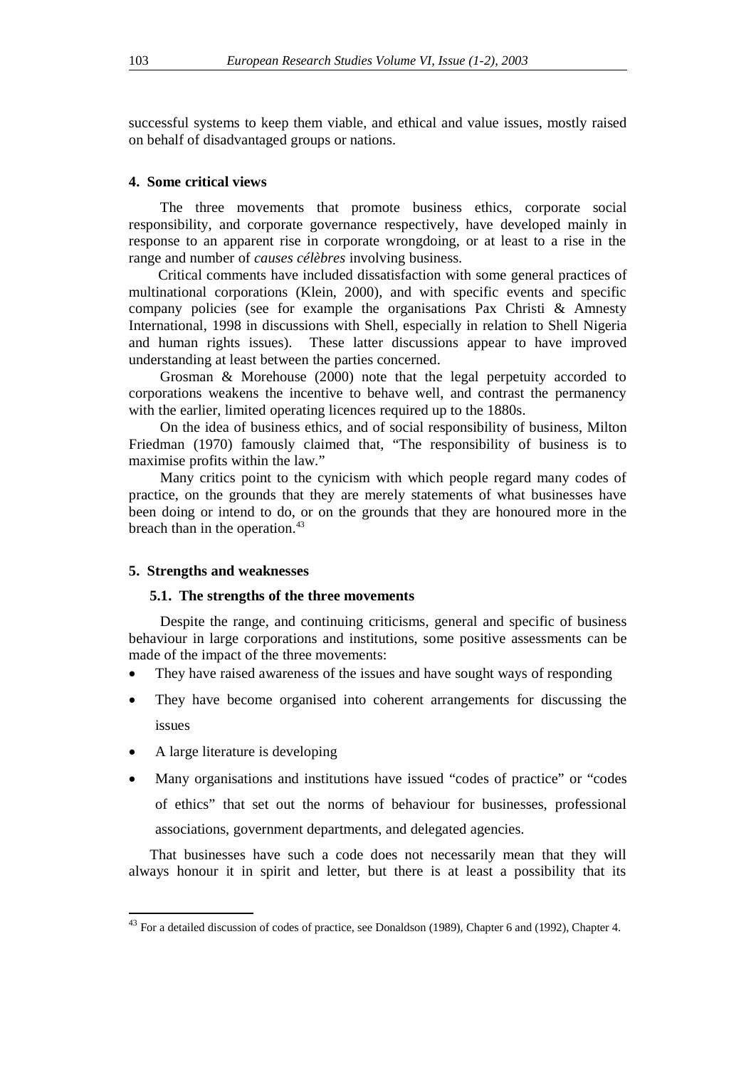successful systems to keep them viable, and ethical and value issues, mostly raised on behalf of disadvantaged groups or nations.

## 4. Some critical views

The three movements that promote business ethics, corporate social responsibility, and corporate governance respectively, have developed mainly in response to an apparent rise in corporate wrongdoing, or at least to a rise in the range and number of *causes célèbres* involving business.

Critical comments have included dissatisfaction with some general practices of multinational corporations (Klein, 2000), and with specific events and specific company policies (see for example the organisations Pax Christi & Amnesty International, 1998 in discussions with Shell, especially in relation to Shell Nigeria and human rights issues). These latter discussions appear to have improved understanding at least between the parties concerned.

Grosman & Morehouse (2000) note that the legal perpetuity accorded to corporations weakens the incentive to behave well, and contrast the permanency with the earlier, limited operating licences required up to the 1880s.

On the idea of business ethics, and of social responsibility of business, Milton Friedman (1970) famously claimed that, "The responsibility of business is to maximise profits within the law."

Many critics point to the cynicism with which people regard many codes of practice, on the grounds that they are merely statements of what businesses have been doing or intend to do, or on the grounds that they are honoured more in the breach than in the operation.[43]

## 5. Strengths and weaknesses

### 5.1. The strengths of the three movements

Despite the range, and continuing criticisms, general and specific of business behaviour in large corporations and institutions, some positive assessments can be made of the impact of the three movements:

- They have raised awareness of the issues and have sought ways of responding
- They have become organised into coherent arrangements for discussing the issues
- A large literature is developing
- Many organisations and institutions have issued "codes of practice" or "codes of ethics" that set out the norms of behaviour for businesses, professional associations, government departments, and delegated agencies.

That businesses have such a code does not necessarily mean that they will always honour it in spirit and letter, but there is at least a possibility that its

[43] For a detailed discussion of codes of practice, see Donaldson (1989), Chapter 6 and (1992), Chapter 4.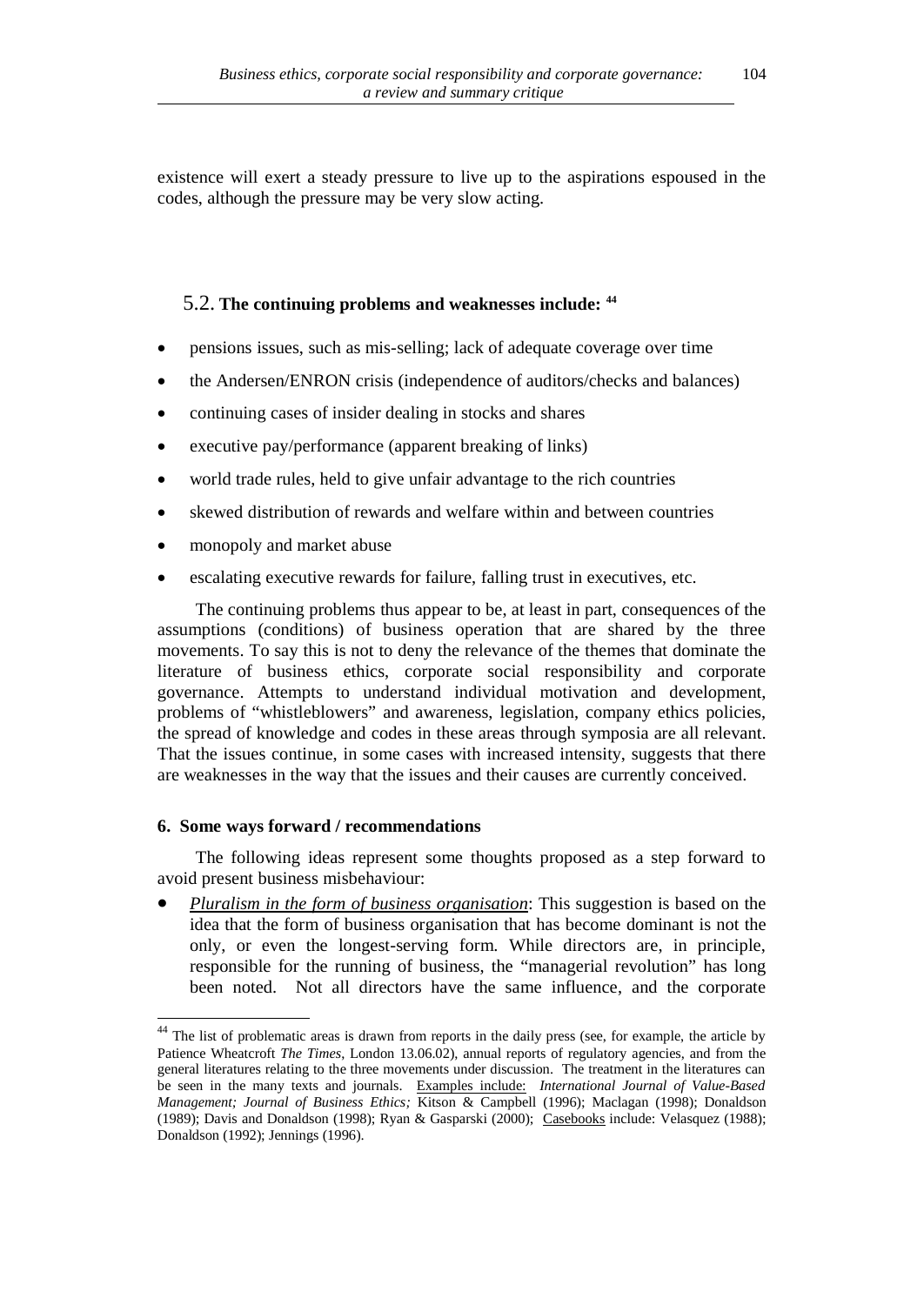existence will exert a steady pressure to live up to the aspirations espoused in the codes, although the pressure may be very slow acting.

## 5.2. The continuing problems and weaknesses include: [44]

- pensions issues, such as mis-selling; lack of adequate coverage over time
- the Andersen/ENRON crisis (independence of auditors/checks and balances)
- continuing cases of insider dealing in stocks and shares
- executive pay/performance (apparent breaking of links)
- world trade rules, held to give unfair advantage to the rich countries
- skewed distribution of rewards and welfare within and between countries
- monopoly and market abuse
- escalating executive rewards for failure, falling trust in executives, etc.

The continuing problems thus appear to be, at least in part, consequences of the assumptions (conditions) of business operation that are shared by the three movements. To say this is not to deny the relevance of the themes that dominate the literature of business ethics, corporate social responsibility and corporate governance. Attempts to understand individual motivation and development, problems of "whistleblowers" and awareness, legislation, company ethics policies, the spread of knowledge and codes in these areas through symposia are all relevant. That the issues continue, in some cases with increased intensity, suggests that there are weaknesses in the way that the issues and their causes are currently conceived.

## 6. Some ways forward / recommendations

The following ideas represent some thoughts proposed as a step forward to avoid present business misbehaviour:

- *Pluralism in the form of business organisation*: This suggestion is based on the idea that the form of business organisation that has become dominant is not the only, or even the longest-serving form. While directors are, in principle, responsible for the running of business, the "managerial revolution" has long been noted. Not all directors have the same influence, and the corporate

[44] The list of problematic areas is drawn from reports in the daily press (see, for example, the article by Patience Wheatcroft *The Times*, London 13.06.02), annual reports of regulatory agencies, and from the general literatures relating to the three movements under discussion. The treatment in the literatures can be seen in the many texts and journals. Examples include: *International Journal of Value-Based Management; Journal of Business Ethics;* Kitson & Campbell (1996); Maclagan (1998); Donaldson (1989); Davis and Donaldson (1998); Ryan & Gasparski (2000); Casebooks include: Velasquez (1988); Donaldson (1992); Jennings (1996).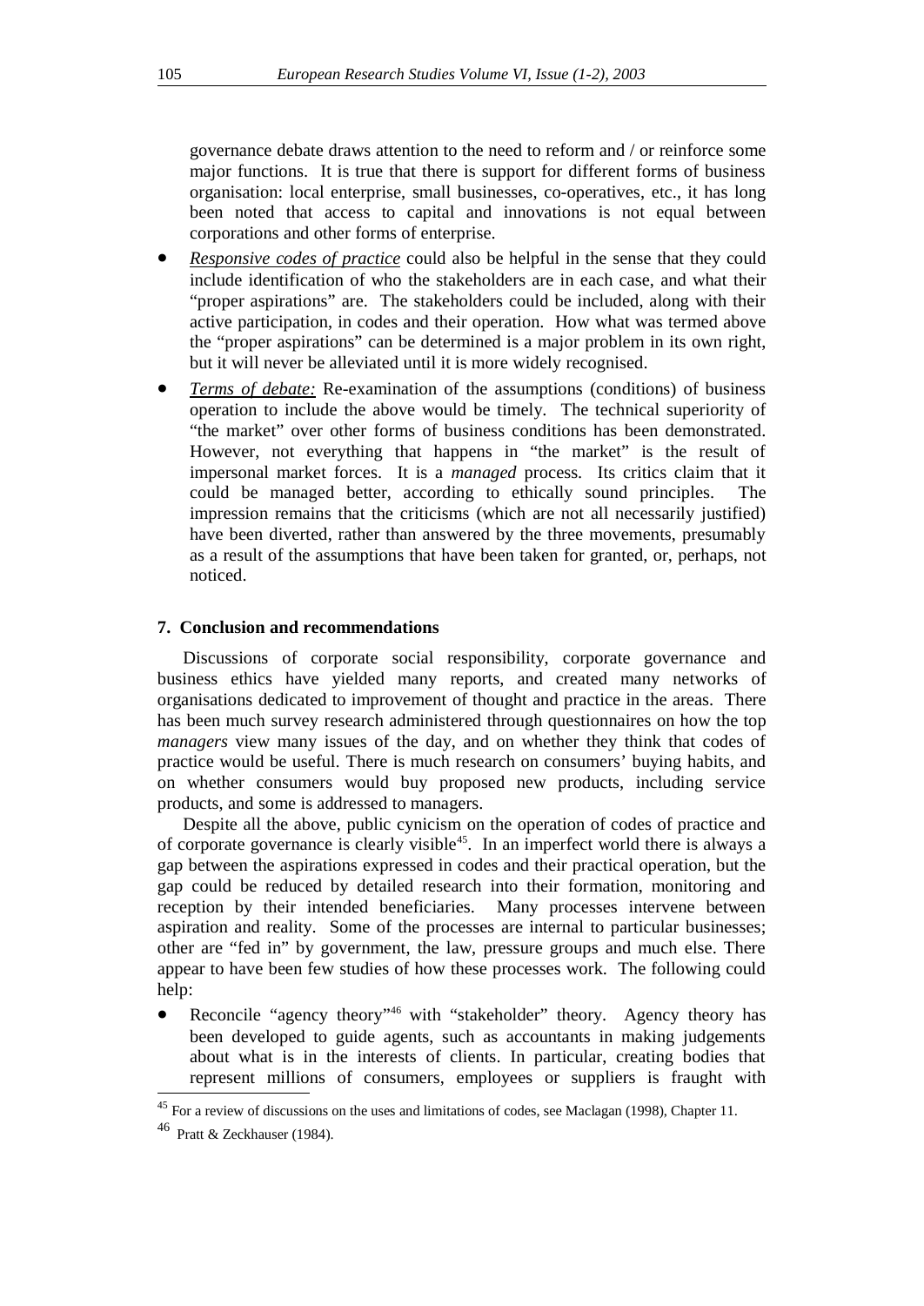governance debate draws attention to the need to reform and / or reinforce some major functions. It is true that there is support for different forms of business organisation: local enterprise, small businesses, co-operatives, etc., it has long been noted that access to capital and innovations is not equal between corporations and other forms of enterprise.

- *Responsive codes of practice* could also be helpful in the sense that they could include identification of who the stakeholders are in each case, and what their "proper aspirations" are. The stakeholders could be included, along with their active participation, in codes and their operation. How what was termed above the "proper aspirations" can be determined is a major problem in its own right, but it will never be alleviated until it is more widely recognised.
- *Terms of debate:* Re-examination of the assumptions (conditions) of business operation to include the above would be timely. The technical superiority of "the market" over other forms of business conditions has been demonstrated. However, not everything that happens in "the market" is the result of impersonal market forces. It is a *managed* process. Its critics claim that it could be managed better, according to ethically sound principles. The impression remains that the criticisms (which are not all necessarily justified) have been diverted, rather than answered by the three movements, presumably as a result of the assumptions that have been taken for granted, or, perhaps, not noticed.

## 7. Conclusion and recommendations

Discussions of corporate social responsibility, corporate governance and business ethics have yielded many reports, and created many networks of organisations dedicated to improvement of thought and practice in the areas. There has been much survey research administered through questionnaires on how the top *managers* view many issues of the day, and on whether they think that codes of practice would be useful. There is much research on consumers' buying habits, and on whether consumers would buy proposed new products, including service products, and some is addressed to managers.

Despite all the above, public cynicism on the operation of codes of practice and of corporate governance is clearly visible[45]. In an imperfect world there is always a gap between the aspirations expressed in codes and their practical operation, but the gap could be reduced by detailed research into their formation, monitoring and reception by their intended beneficiaries. Many processes intervene between aspiration and reality. Some of the processes are internal to particular businesses; other are "fed in" by government, the law, pressure groups and much else. There appear to have been few studies of how these processes work. The following could help:

- Reconcile "agency theory"[46] with "stakeholder" theory. Agency theory has been developed to guide agents, such as accountants in making judgements about what is in the interests of clients. In particular, creating bodies that represent millions of consumers, employees or suppliers is fraught with

[45] For a review of discussions on the uses and limitations of codes, see Maclagan (1998), Chapter 11.

[46] Pratt & Zeckhauser (1984).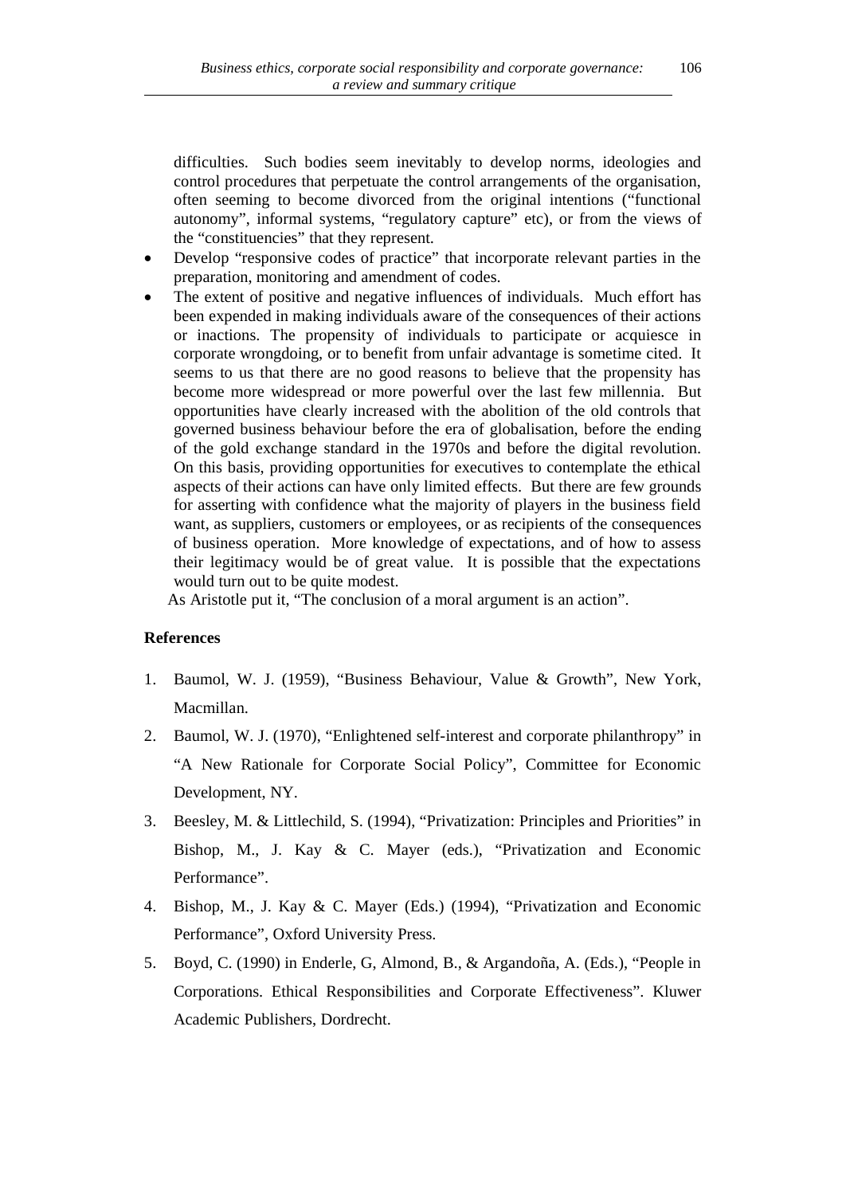difficulties. Such bodies seem inevitably to develop norms, ideologies and control procedures that perpetuate the control arrangements of the organisation, often seeming to become divorced from the original intentions ("functional autonomy", informal systems, "regulatory capture" etc), or from the views of the "constituencies" that they represent.

- Develop "responsive codes of practice" that incorporate relevant parties in the preparation, monitoring and amendment of codes.
- The extent of positive and negative influences of individuals. Much effort has been expended in making individuals aware of the consequences of their actions or inactions. The propensity of individuals to participate or acquiesce in corporate wrongdoing, or to benefit from unfair advantage is sometime cited. It seems to us that there are no good reasons to believe that the propensity has become more widespread or more powerful over the last few millennia. But opportunities have clearly increased with the abolition of the old controls that governed business behaviour before the era of globalisation, before the ending of the gold exchange standard in the 1970s and before the digital revolution. On this basis, providing opportunities for executives to contemplate the ethical aspects of their actions can have only limited effects. But there are few grounds for asserting with confidence what the majority of players in the business field want, as suppliers, customers or employees, or as recipients of the consequences of business operation. More knowledge of expectations, and of how to assess their legitimacy would be of great value. It is possible that the expectations would turn out to be quite modest.

As Aristotle put it, "The conclusion of a moral argument is an action".

**References**

1. Baumol, W. J. (1959), "Business Behaviour, Value & Growth", New York, Macmillan.
2. Baumol, W. J. (1970), "Enlightened self-interest and corporate philanthropy" in "A New Rationale for Corporate Social Policy", Committee for Economic Development, NY.
3. Beesley, M. & Littlechild, S. (1994), "Privatization: Principles and Priorities" in Bishop, M., J. Kay & C. Mayer (eds.), "Privatization and Economic Performance".
4. Bishop, M., J. Kay & C. Mayer (Eds.) (1994), "Privatization and Economic Performance", Oxford University Press.
5. Boyd, C. (1990) in Enderle, G, Almond, B., & Argandoña, A. (Eds.), "People in Corporations. Ethical Responsibilities and Corporate Effectiveness". Kluwer Academic Publishers, Dordrecht.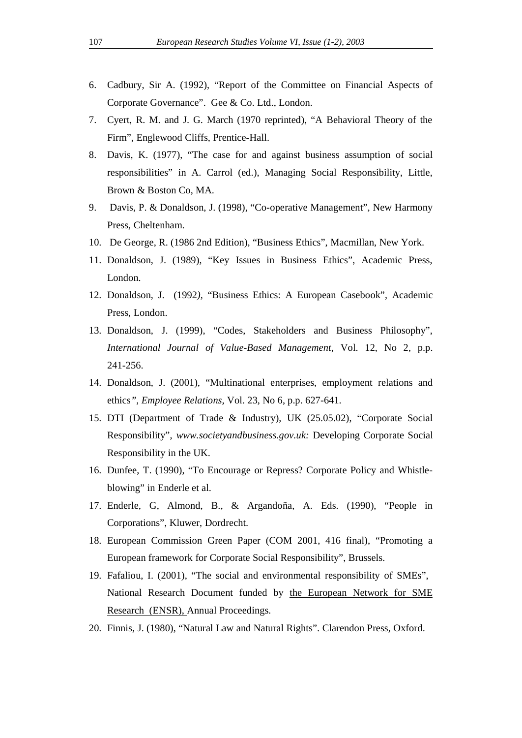6. Cadbury, Sir A. (1992), "Report of the Committee on Financial Aspects of Corporate Governance". Gee & Co. Ltd., London.
7. Cyert, R. M. and J. G. March (1970 reprinted), "A Behavioral Theory of the Firm", Englewood Cliffs, Prentice-Hall.
8. Davis, K. (1977), "The case for and against business assumption of social responsibilities" in A. Carrol (ed.), Managing Social Responsibility, Little, Brown & Boston Co, MA.
9. Davis, P. & Donaldson, J. (1998), "Co-operative Management", New Harmony Press, Cheltenham.
10. De George, R. (1986 2nd Edition), "Business Ethics", Macmillan, New York.
11. Donaldson, J. (1989), "Key Issues in Business Ethics", Academic Press, London.
12. Donaldson, J. (1992), "Business Ethics: A European Casebook", Academic Press, London.
13. Donaldson, J. (1999), "Codes, Stakeholders and Business Philosophy", *International Journal of Value-Based Management*, Vol. 12, No 2, p.p. 241-256.
14. Donaldson, J. (2001), "Multinational enterprises, employment relations and ethics", *Employee Relations*, Vol. 23, No 6, p.p. 627-641.
15. DTI (Department of Trade & Industry), UK (25.05.02), "Corporate Social Responsibility", *www.societyandbusiness.gov.uk:* Developing Corporate Social Responsibility in the UK.
16. Dunfee, T. (1990), "To Encourage or Repress? Corporate Policy and Whistle-blowing" in Enderle et al.
17. Enderle, G, Almond, B., & Argandoña, A. Eds. (1990), "People in Corporations", Kluwer, Dordrecht.
18. European Commission Green Paper (COM 2001, 416 final), "Promoting a European framework for Corporate Social Responsibility", Brussels.
19. Fafaliou, I. (2001), "The social and environmental responsibility of SMEs", National Research Document funded by the European Network for SME Research (ENSR), Annual Proceedings.
20. Finnis, J. (1980), "Natural Law and Natural Rights". Clarendon Press, Oxford.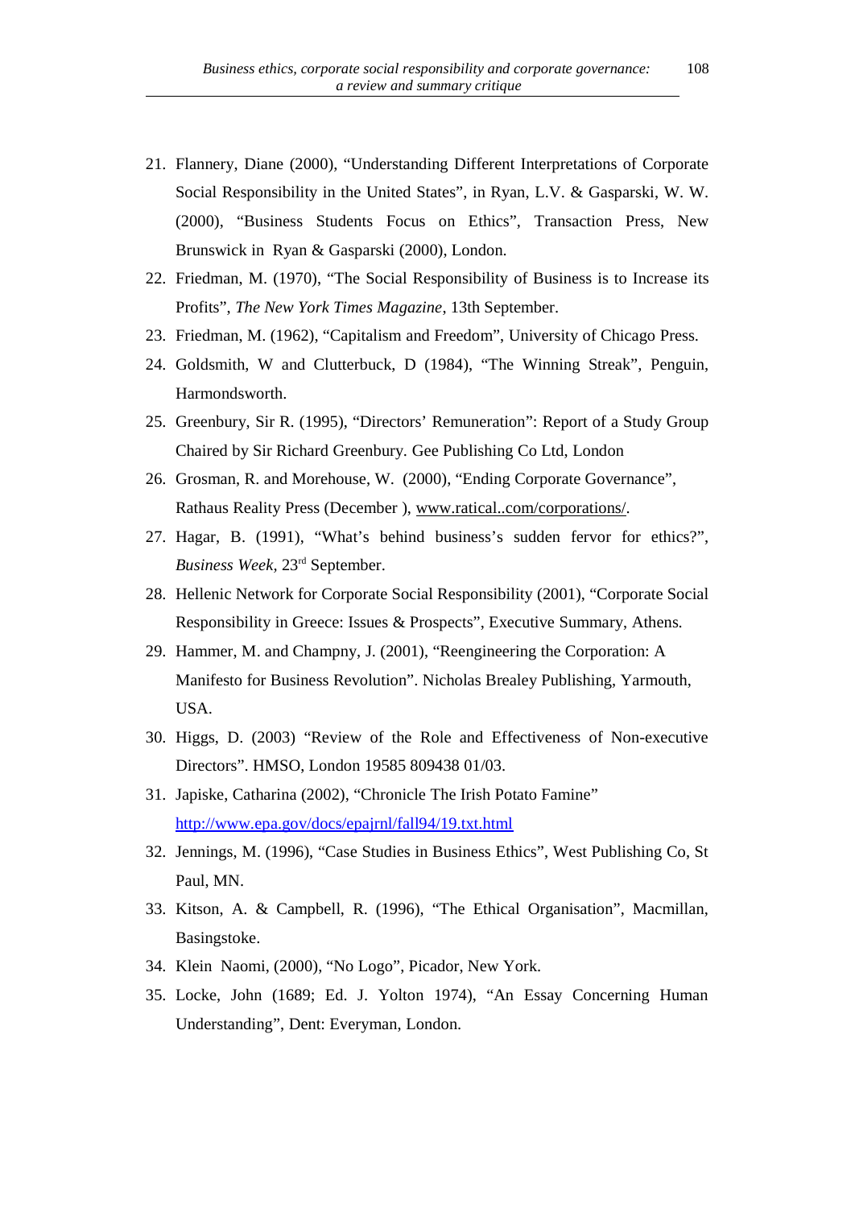21. Flannery, Diane (2000), "Understanding Different Interpretations of Corporate Social Responsibility in the United States", in Ryan, L.V. & Gasparski, W. W. (2000), "Business Students Focus on Ethics", Transaction Press, New Brunswick in Ryan & Gasparski (2000), London.
22. Friedman, M. (1970), "The Social Responsibility of Business is to Increase its Profits", *The New York Times Magazine*, 13th September.
23. Friedman, M. (1962), "Capitalism and Freedom", University of Chicago Press.
24. Goldsmith, W and Clutterbuck, D (1984), "The Winning Streak", Penguin, Harmondsworth.
25. Greenbury, Sir R. (1995), "Directors' Remuneration": Report of a Study Group Chaired by Sir Richard Greenbury. Gee Publishing Co Ltd, London
26. Grosman, R. and Morehouse, W. (2000), "Ending Corporate Governance", Rathaus Reality Press (December ), www.ratical..com/corporations/.
27. Hagar, B. (1991), "What's behind business's sudden fervor for ethics?", *Business Week*, 23rd September.
28. Hellenic Network for Corporate Social Responsibility (2001), "Corporate Social Responsibility in Greece: Issues & Prospects", Executive Summary, Athens.
29. Hammer, M. and Champny, J. (2001), "Reengineering the Corporation: A Manifesto for Business Revolution". Nicholas Brealey Publishing, Yarmouth, USA.
30. Higgs, D. (2003) "Review of the Role and Effectiveness of Non-executive Directors". HMSO, London 19585 809438 01/03.
31. Japiske, Catharina (2002), "Chronicle The Irish Potato Famine" http://www.epa.gov/docs/epajrnl/fall94/19.txt.html
32. Jennings, M. (1996), "Case Studies in Business Ethics", West Publishing Co, St Paul, MN.
33. Kitson, A. & Campbell, R. (1996), "The Ethical Organisation", Macmillan, Basingstoke.
34. Klein Naomi, (2000), "No Logo", Picador, New York.
35. Locke, John (1689; Ed. J. Yolton 1974), "An Essay Concerning Human Understanding", Dent: Everyman, London.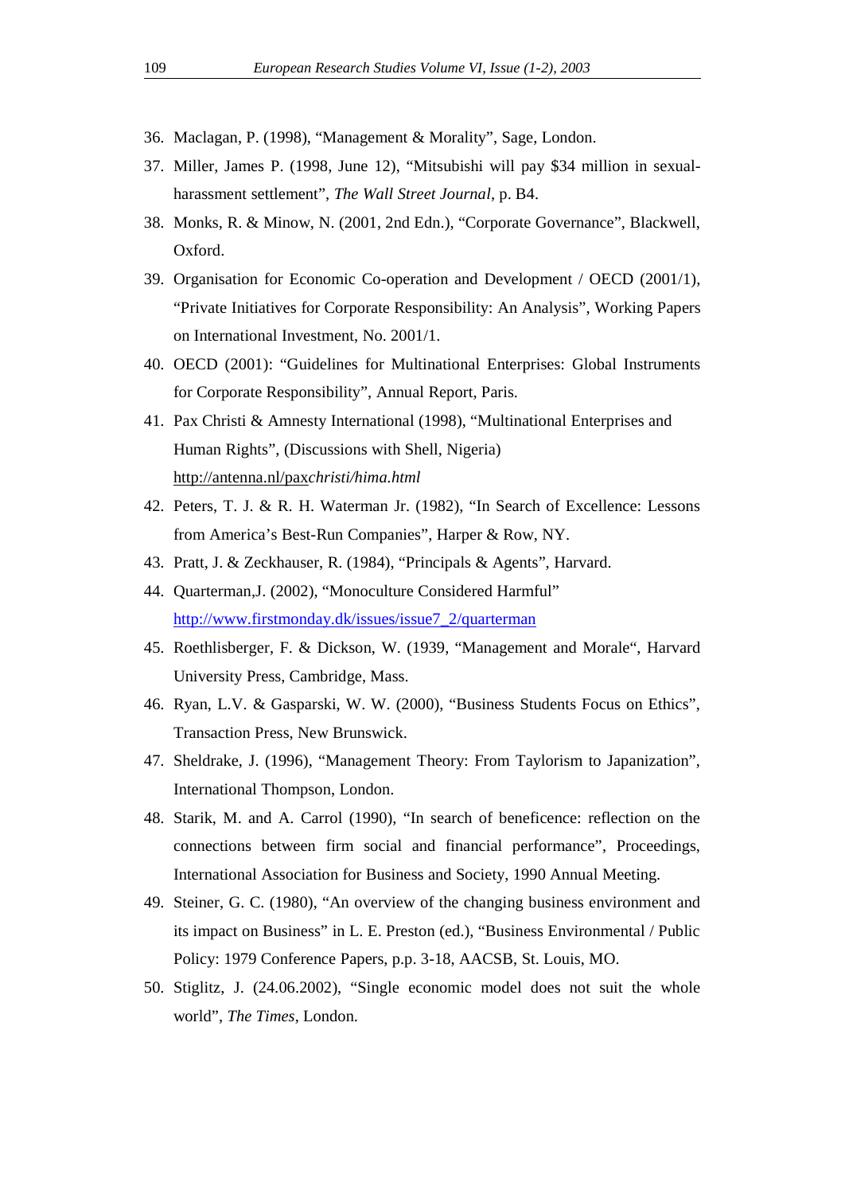36. Maclagan, P. (1998), "Management & Morality", Sage, London.
37. Miller, James P. (1998, June 12), "Mitsubishi will pay $34 million in sexual-harassment settlement", *The Wall Street Journal*, p. B4.
38. Monks, R. & Minow, N. (2001, 2nd Edn.), "Corporate Governance", Blackwell, Oxford.
39. Organisation for Economic Co-operation and Development / OECD (2001/1), "Private Initiatives for Corporate Responsibility: An Analysis", Working Papers on International Investment, No. 2001/1.
40. OECD (2001): "Guidelines for Multinational Enterprises: Global Instruments for Corporate Responsibility", Annual Report, Paris.
41. Pax Christi & Amnesty International (1998), "Multinational Enterprises and Human Rights", (Discussions with Shell, Nigeria) http://antenna.nl/pax*christi/hima.html*
42. Peters, T. J. & R. H. Waterman Jr. (1982), "In Search of Excellence: Lessons from America's Best-Run Companies", Harper & Row, NY.
43. Pratt, J. & Zeckhauser, R. (1984), "Principals & Agents", Harvard.
44. Quarterman,J. (2002), "Monoculture Considered Harmful" http://www.firstmonday.dk/issues/issue7_2/quarterman
45. Roethlisberger, F. & Dickson, W. (1939, "Management and Morale", Harvard University Press, Cambridge, Mass.
46. Ryan, L.V. & Gasparski, W. W. (2000), "Business Students Focus on Ethics", Transaction Press, New Brunswick.
47. Sheldrake, J. (1996), "Management Theory: From Taylorism to Japanization", International Thompson, London.
48. Starik, M. and A. Carrol (1990), "In search of beneficence: reflection on the connections between firm social and financial performance", Proceedings, International Association for Business and Society, 1990 Annual Meeting.
49. Steiner, G. C. (1980), "An overview of the changing business environment and its impact on Business" in L. E. Preston (ed.), "Business Environmental / Public Policy: 1979 Conference Papers, p.p. 3-18, AACSB, St. Louis, MO.
50. Stiglitz, J. (24.06.2002), "Single economic model does not suit the whole world", *The Times*, London.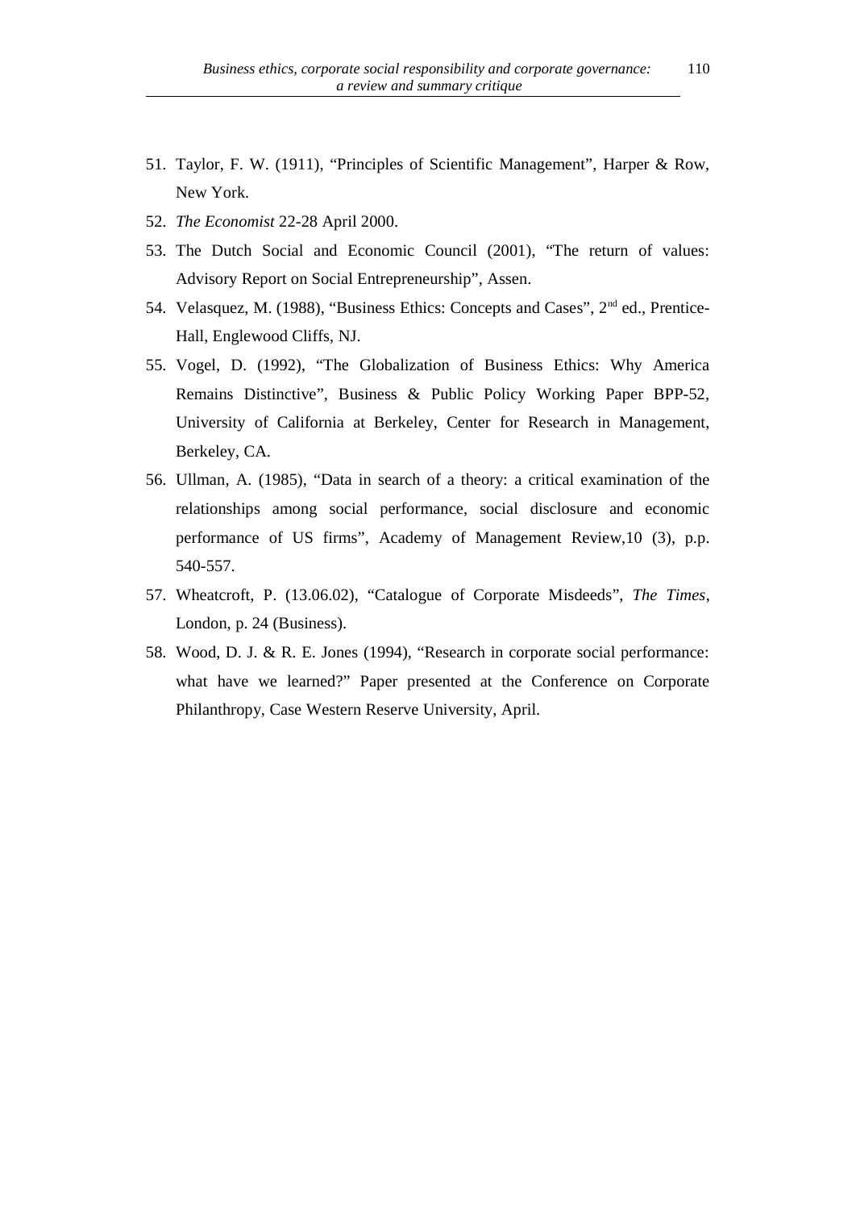51. Taylor, F. W. (1911), "Principles of Scientific Management", Harper & Row, New York.
52. *The Economist* 22-28 April 2000.
53. The Dutch Social and Economic Council (2001), "The return of values: Advisory Report on Social Entrepreneurship", Assen.
54. Velasquez, M. (1988), "Business Ethics: Concepts and Cases", 2nd ed., Prentice-Hall, Englewood Cliffs, NJ.
55. Vogel, D. (1992), "The Globalization of Business Ethics: Why America Remains Distinctive", Business & Public Policy Working Paper BPP-52, University of California at Berkeley, Center for Research in Management, Berkeley, CA.
56. Ullman, A. (1985), "Data in search of a theory: a critical examination of the relationships among social performance, social disclosure and economic performance of US firms", Academy of Management Review,10 (3), p.p. 540-557.
57. Wheatcroft, P. (13.06.02), "Catalogue of Corporate Misdeeds", *The Times*, London, p. 24 (Business).
58. Wood, D. J. & R. E. Jones (1994), "Research in corporate social performance: what have we learned?" Paper presented at the Conference on Corporate Philanthropy, Case Western Reserve University, April.